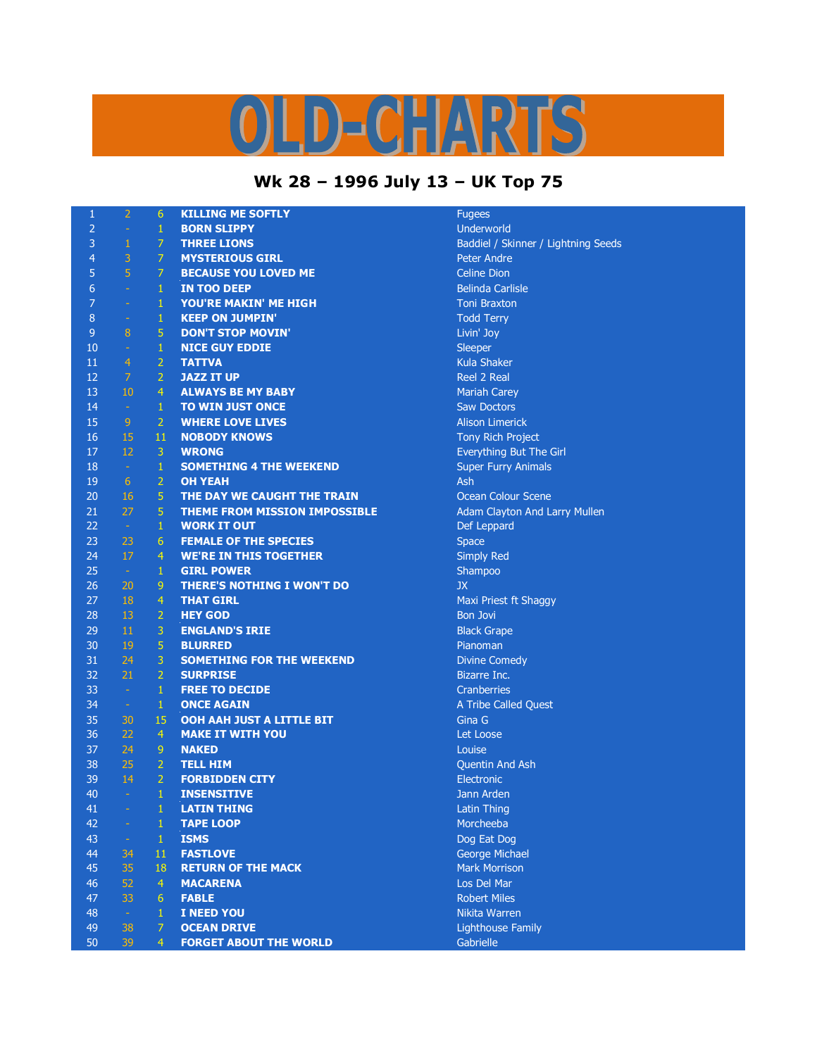# OLD-CHARTS

## Wk 28 – 1996 July 13 – UK Top 75

| | | | | |
|---|---|---|---|---|
| 1 | 2 | 6 | KILLING ME SOFTLY | Fugees |
| 2 | - | 1 | BORN SLIPPY | Underworld |
| 3 | 1 | 7 | THREE LIONS | Baddiel / Skinner / Lightning Seeds |
| 4 | 3 | 7 | MYSTERIOUS GIRL | Peter Andre |
| 5 | 5 | 7 | BECAUSE YOU LOVED ME | Celine Dion |
| 6 | - | 1 | IN TOO DEEP | Belinda Carlisle |
| 7 | - | 1 | YOU'RE MAKIN' ME HIGH | Toni Braxton |
| 8 | - | 1 | KEEP ON JUMPIN' | Todd Terry |
| 9 | 8 | 5 | DON'T STOP MOVIN' | Livin' Joy |
| 10 | - | 1 | NICE GUY EDDIE | Sleeper |
| 11 | 4 | 2 | TATTVA | Kula Shaker |
| 12 | 7 | 2 | JAZZ IT UP | Reel 2 Real |
| 13 | 10 | 4 | ALWAYS BE MY BABY | Mariah Carey |
| 14 | - | 1 | TO WIN JUST ONCE | Saw Doctors |
| 15 | 9 | 2 | WHERE LOVE LIVES | Alison Limerick |
| 16 | 15 | 11 | NOBODY KNOWS | Tony Rich Project |
| 17 | 12 | 3 | WRONG | Everything But The Girl |
| 18 | - | 1 | SOMETHING 4 THE WEEKEND | Super Furry Animals |
| 19 | 6 | 2 | OH YEAH | Ash |
| 20 | 16 | 5 | THE DAY WE CAUGHT THE TRAIN | Ocean Colour Scene |
| 21 | 27 | 5 | THEME FROM MISSION IMPOSSIBLE | Adam Clayton And Larry Mullen |
| 22 | - | 1 | WORK IT OUT | Def Leppard |
| 23 | 23 | 6 | FEMALE OF THE SPECIES | Space |
| 24 | 17 | 4 | WE'RE IN THIS TOGETHER | Simply Red |
| 25 | - | 1 | GIRL POWER | Shampoo |
| 26 | 20 | 9 | THERE'S NOTHING I WON'T DO | JX |
| 27 | 18 | 4 | THAT GIRL | Maxi Priest ft Shaggy |
| 28 | 13 | 2 | HEY GOD | Bon Jovi |
| 29 | 11 | 3 | ENGLAND'S IRIE | Black Grape |
| 30 | 19 | 5 | BLURRED | Pianoman |
| 31 | 24 | 3 | SOMETHING FOR THE WEEKEND | Divine Comedy |
| 32 | 21 | 2 | SURPRISE | Bizarre Inc. |
| 33 | - | 1 | FREE TO DECIDE | Cranberries |
| 34 | - | 1 | ONCE AGAIN | A Tribe Called Quest |
| 35 | 30 | 15 | OOH AAH JUST A LITTLE BIT | Gina G |
| 36 | 22 | 4 | MAKE IT WITH YOU | Let Loose |
| 37 | 24 | 9 | NAKED | Louise |
| 38 | 25 | 2 | TELL HIM | Quentin And Ash |
| 39 | 14 | 2 | FORBIDDEN CITY | Electronic |
| 40 | - | 1 | INSENSITIVE | Jann Arden |
| 41 | - | 1 | LATIN THING | Latin Thing |
| 42 | - | 1 | TAPE LOOP | Morcheeba |
| 43 | - | 1 | ISMS | Dog Eat Dog |
| 44 | 34 | 11 | FASTLOVE | George Michael |
| 45 | 35 | 18 | RETURN OF THE MACK | Mark Morrison |
| 46 | 52 | 4 | MACARENA | Los Del Mar |
| 47 | 33 | 6 | FABLE | Robert Miles |
| 48 | - | 1 | I NEED YOU | Nikita Warren |
| 49 | 38 | 7 | OCEAN DRIVE | Lighthouse Family |
| 50 | 39 | 4 | FORGET ABOUT THE WORLD | Gabrielle |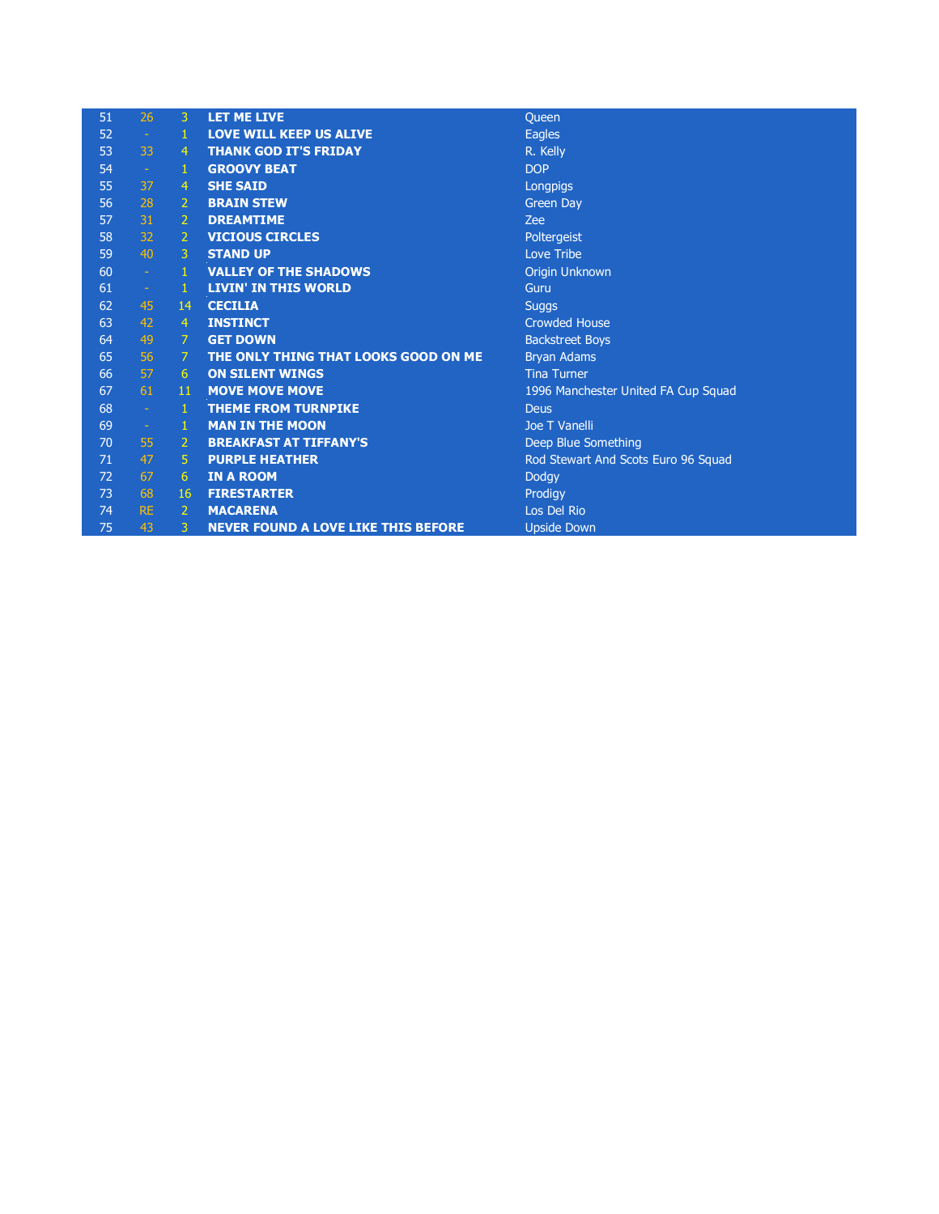| | | | | |
|---|---|---|---|---|
| 51 | 26 | 3 | **LET ME LIVE** | Queen |
| 52 | - | 1 | **LOVE WILL KEEP US ALIVE** | Eagles |
| 53 | 33 | 4 | **THANK GOD IT'S FRIDAY** | R. Kelly |
| 54 | - | 1 | **GROOVY BEAT** | DOP |
| 55 | 37 | 4 | **SHE SAID** | Longpigs |
| 56 | 28 | 2 | **BRAIN STEW** | Green Day |
| 57 | 31 | 2 | **DREAMTIME** | Zee |
| 58 | 32 | 2 | **VICIOUS CIRCLES** | Poltergeist |
| 59 | 40 | 3 | **STAND UP** | Love Tribe |
| 60 | - | 1 | **VALLEY OF THE SHADOWS** | Origin Unknown |
| 61 | - | 1 | **LIVIN' IN THIS WORLD** | Guru |
| 62 | 45 | 14 | **CECILIA** | Suggs |
| 63 | 42 | 4 | **INSTINCT** | Crowded House |
| 64 | 49 | 7 | **GET DOWN** | Backstreet Boys |
| 65 | 56 | 7 | **THE ONLY THING THAT LOOKS GOOD ON ME** | Bryan Adams |
| 66 | 57 | 6 | **ON SILENT WINGS** | Tina Turner |
| 67 | 61 | 11 | **MOVE MOVE MOVE** | 1996 Manchester United FA Cup Squad |
| 68 | - | 1 | **THEME FROM TURNPIKE** | Deus |
| 69 | - | 1 | **MAN IN THE MOON** | Joe T Vanelli |
| 70 | 55 | 2 | **BREAKFAST AT TIFFANY'S** | Deep Blue Something |
| 71 | 47 | 5 | **PURPLE HEATHER** | Rod Stewart And Scots Euro 96 Squad |
| 72 | 67 | 6 | **IN A ROOM** | Dodgy |
| 73 | 68 | 16 | **FIRESTARTER** | Prodigy |
| 74 | RE | 2 | **MACARENA** | Los Del Rio |
| 75 | 43 | 3 | **NEVER FOUND A LOVE LIKE THIS BEFORE** | Upside Down |